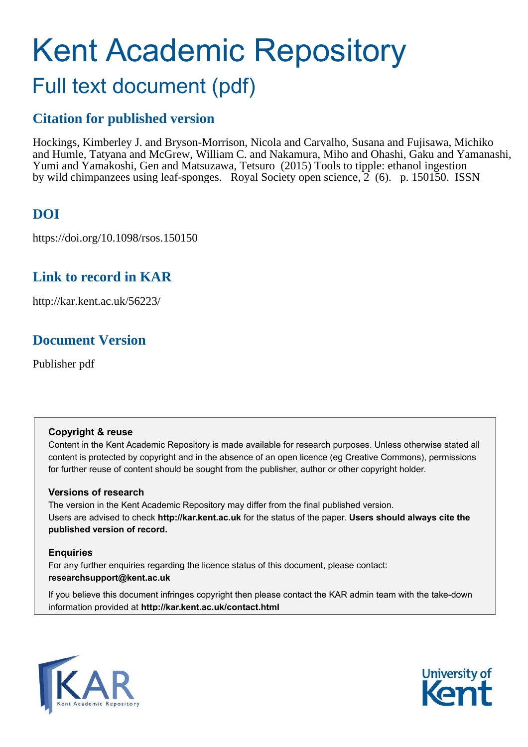# Kent Academic Repository

## Full text document (pdf)

## Citation for published version

Hockings, Kimberley J. and Bryson-Morrison, Nicola and Carvalho, Susana and Fujisawa, Michiko and Humle, Tatyana and McGrew, William C. and Nakamura, Miho and Ohashi, Gaku and Yamanashi, Yumi and Yamakoshi, Gen and Matsuzawa, Tetsuro (2015) Tools to tipple: ethanol ingestion by wild chimpanzees using leaf-sponges. Royal Society open science, 2 (6). p. 150150. ISSN

## DOI

https://doi.org/10.1098/rsos.150150

## Link to record in KAR

http://kar.kent.ac.uk/56223/

## Document Version

Publisher pdf

**Copyright & reuse**

Content in the Kent Academic Repository is made available for research purposes. Unless otherwise stated all content is protected by copyright and in the absence of an open licence (eg Creative Commons), permissions for further reuse of content should be sought from the publisher, author or other copyright holder.

**Versions of research**

The version in the Kent Academic Repository may differ from the final published version. Users are advised to check **http://kar.kent.ac.uk** for the status of the paper. **Users should always cite the published version of record.**

**Enquiries**

For any further enquiries regarding the licence status of this document, please contact: **researchsupport@kent.ac.uk**

If you believe this document infringes copyright then please contact the KAR admin team with the take-down information provided at **http://kar.kent.ac.uk/contact.html**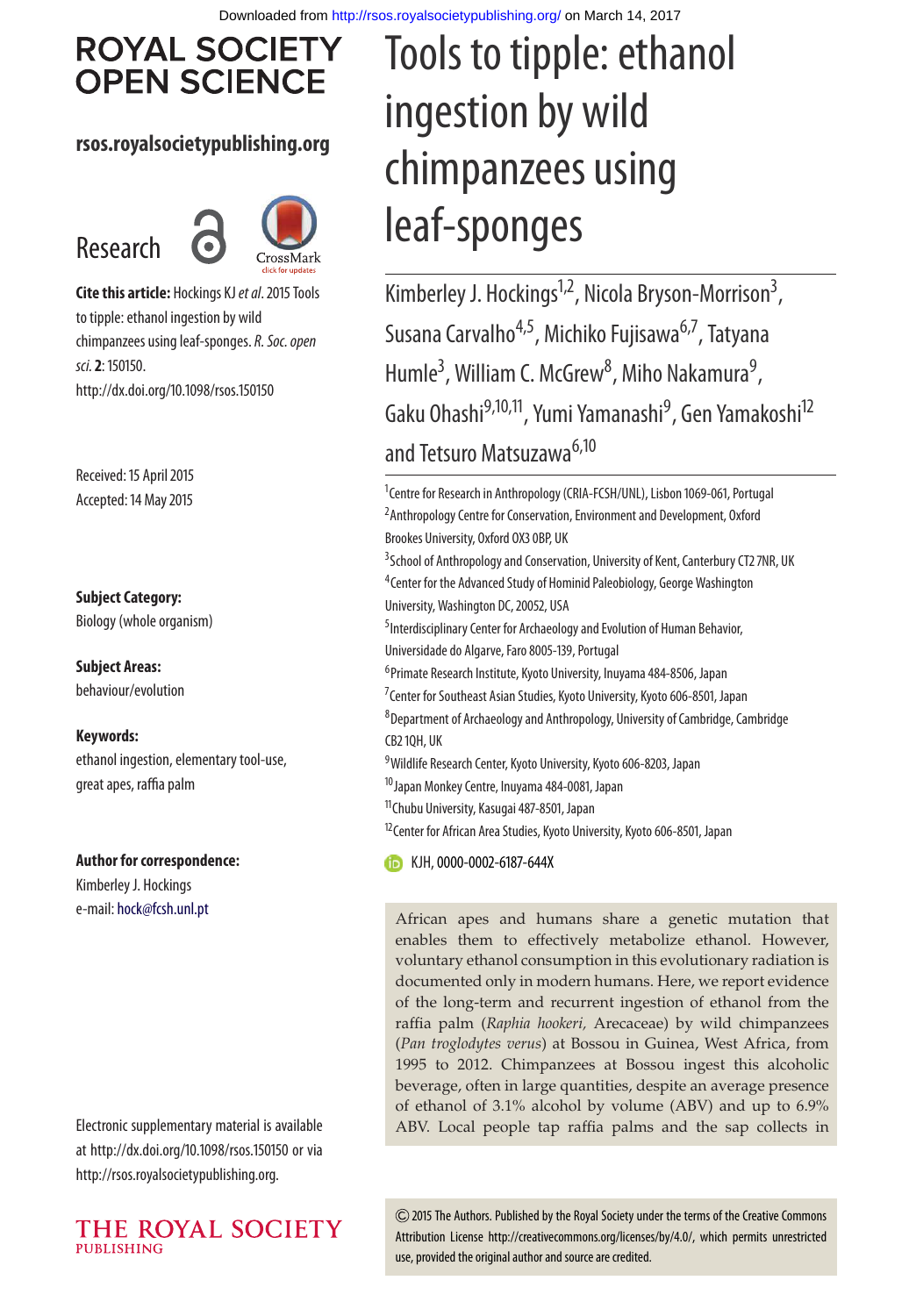# Tools to tipple: ethanol ingestion by wild chimpanzees using leaf-sponges

Kimberley J. Hockings[1,2], Nicola Bryson-Morrison[3], Susana Carvalho[4,5], Michiko Fujisawa[6,7], Tatyana Humle[3], William C. McGrew[8], Miho Nakamura[9], Gaku Ohashi[9,10,11], Yumi Yamanashi[9], Gen Yamakoshi[12] and Tetsuro Matsuzawa[6,10]

[1]Centre for Research in Anthropology (CRIA-FCSH/UNL), Lisbon 1069-061, Portugal
[2]Anthropology Centre for Conservation, Environment and Development, Oxford Brookes University, Oxford OX3 0BP, UK
[3]School of Anthropology and Conservation, University of Kent, Canterbury CT2 7NR, UK
[4]Center for the Advanced Study of Hominid Paleobiology, George Washington University, Washington DC, 20052, USA
[5]Interdisciplinary Center for Archaeology and Evolution of Human Behavior, Universidade do Algarve, Faro 8005-139, Portugal
[6]Primate Research Institute, Kyoto University, Inuyama 484-8506, Japan
[7]Center for Southeast Asian Studies, Kyoto University, Kyoto 606-8501, Japan
[8]Department of Archaeology and Anthropology, University of Cambridge, Cambridge CB2 1QH, UK
[9]Wildlife Research Center, Kyoto University, Kyoto 606-8203, Japan
[10]Japan Monkey Centre, Inuyama 484-0081, Japan
[11]Chubu University, Kasugai 487-8501, Japan
[12]Center for African Area Studies, Kyoto University, Kyoto 606-8501, Japan

KJH, 0000-0002-6187-644X

**Cite this article:** Hockings KJ *et al*. 2015 Tools to tipple: ethanol ingestion by wild chimpanzees using leaf-sponges. *R. Soc. open sci.* **2**: 150150. http://dx.doi.org/10.1098/rsos.150150

Received: 15 April 2015
Accepted: 14 May 2015

**Subject Category:**
Biology (whole organism)

**Subject Areas:**
behaviour/evolution

**Keywords:**
ethanol ingestion, elementary tool-use, great apes, raffia palm

**Author for correspondence:**
Kimberley J. Hockings
e-mail: hock@fcsh.unl.pt

Electronic supplementary material is available at http://dx.doi.org/10.1098/rsos.150150 or via http://rsos.royalsocietypublishing.org.

African apes and humans share a genetic mutation that enables them to effectively metabolize ethanol. However, voluntary ethanol consumption in this evolutionary radiation is documented only in modern humans. Here, we report evidence of the long-term and recurrent ingestion of ethanol from the raffia palm (*Raphia hookeri*, Arecaceae) by wild chimpanzees (*Pan troglodytes verus*) at Bossou in Guinea, West Africa, from 1995 to 2012. Chimpanzees at Bossou ingest this alcoholic beverage, often in large quantities, despite an average presence of ethanol of 3.1% alcohol by volume (ABV) and up to 6.9% ABV. Local people tap raffia palms and the sap collects in

© 2015 The Authors. Published by the Royal Society under the terms of the Creative Commons Attribution License http://creativecommons.org/licenses/by/4.0/, which permits unrestricted use, provided the original author and source are credited.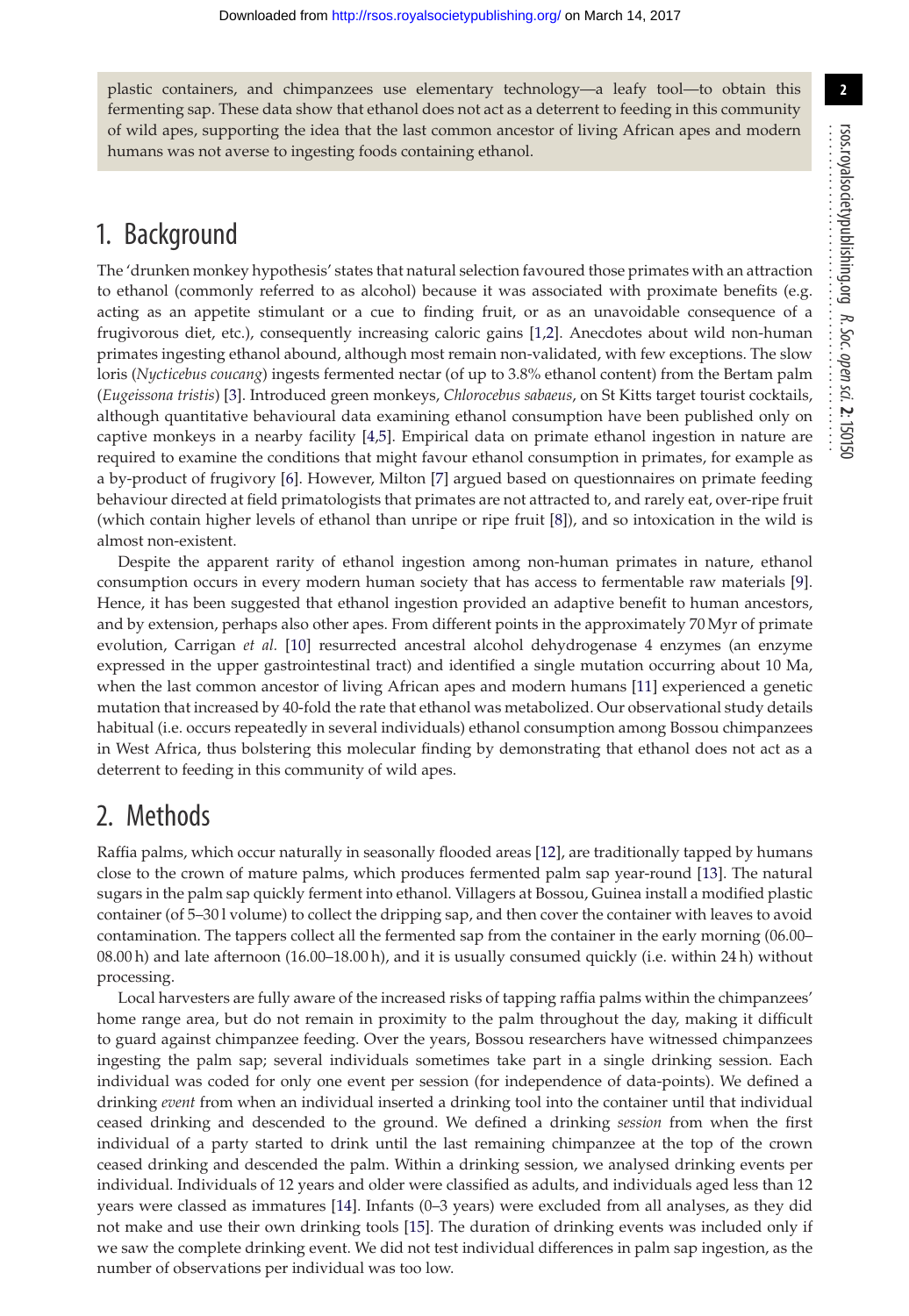plastic containers, and chimpanzees use elementary technology—a leafy tool—to obtain this fermenting sap. These data show that ethanol does not act as a deterrent to feeding in this community of wild apes, supporting the idea that the last common ancestor of living African apes and modern humans was not averse to ingesting foods containing ethanol.

## 1. Background

The 'drunken monkey hypothesis' states that natural selection favoured those primates with an attraction to ethanol (commonly referred to as alcohol) because it was associated with proximate benefits (e.g. acting as an appetite stimulant or a cue to finding fruit, or as an unavoidable consequence of a frugivorous diet, etc.), consequently increasing caloric gains [1,2]. Anecdotes about wild non-human primates ingesting ethanol abound, although most remain non-validated, with few exceptions. The slow loris (*Nycticebus coucang*) ingests fermented nectar (of up to 3.8% ethanol content) from the Bertam palm (*Eugeissona tristis*) [3]. Introduced green monkeys, *Chlorocebus sabaeus*, on St Kitts target tourist cocktails, although quantitative behavioural data examining ethanol consumption have been published only on captive monkeys in a nearby facility [4,5]. Empirical data on primate ethanol ingestion in nature are required to examine the conditions that might favour ethanol consumption in primates, for example as a by-product of frugivory [6]. However, Milton [7] argued based on questionnaires on primate feeding behaviour directed at field primatologists that primates are not attracted to, and rarely eat, over-ripe fruit (which contain higher levels of ethanol than unripe or ripe fruit [8]), and so intoxication in the wild is almost non-existent.

Despite the apparent rarity of ethanol ingestion among non-human primates in nature, ethanol consumption occurs in every modern human society that has access to fermentable raw materials [9]. Hence, it has been suggested that ethanol ingestion provided an adaptive benefit to human ancestors, and by extension, perhaps also other apes. From different points in the approximately 70 Myr of primate evolution, Carrigan *et al.* [10] resurrected ancestral alcohol dehydrogenase 4 enzymes (an enzyme expressed in the upper gastrointestinal tract) and identified a single mutation occurring about 10 Ma, when the last common ancestor of living African apes and modern humans [11] experienced a genetic mutation that increased by 40-fold the rate that ethanol was metabolized. Our observational study details habitual (i.e. occurs repeatedly in several individuals) ethanol consumption among Bossou chimpanzees in West Africa, thus bolstering this molecular finding by demonstrating that ethanol does not act as a deterrent to feeding in this community of wild apes.

## 2. Methods

Raffia palms, which occur naturally in seasonally flooded areas [12], are traditionally tapped by humans close to the crown of mature palms, which produces fermented palm sap year-round [13]. The natural sugars in the palm sap quickly ferment into ethanol. Villagers at Bossou, Guinea install a modified plastic container (of 5–30 l volume) to collect the dripping sap, and then cover the container with leaves to avoid contamination. The tappers collect all the fermented sap from the container in the early morning (06.00–08.00 h) and late afternoon (16.00–18.00 h), and it is usually consumed quickly (i.e. within 24 h) without processing.

Local harvesters are fully aware of the increased risks of tapping raffia palms within the chimpanzees' home range area, but do not remain in proximity to the palm throughout the day, making it difficult to guard against chimpanzee feeding. Over the years, Bossou researchers have witnessed chimpanzees ingesting the palm sap; several individuals sometimes take part in a single drinking session. Each individual was coded for only one event per session (for independence of data-points). We defined a drinking *event* from when an individual inserted a drinking tool into the container until that individual ceased drinking and descended to the ground. We defined a drinking *session* from when the first individual of a party started to drink until the last remaining chimpanzee at the top of the crown ceased drinking and descended the palm. Within a drinking session, we analysed drinking events per individual. Individuals of 12 years and older were classified as adults, and individuals aged less than 12 years were classed as immatures [14]. Infants (0–3 years) were excluded from all analyses, as they did not make and use their own drinking tools [15]. The duration of drinking events was included only if we saw the complete drinking event. We did not test individual differences in palm sap ingestion, as the number of observations per individual was too low.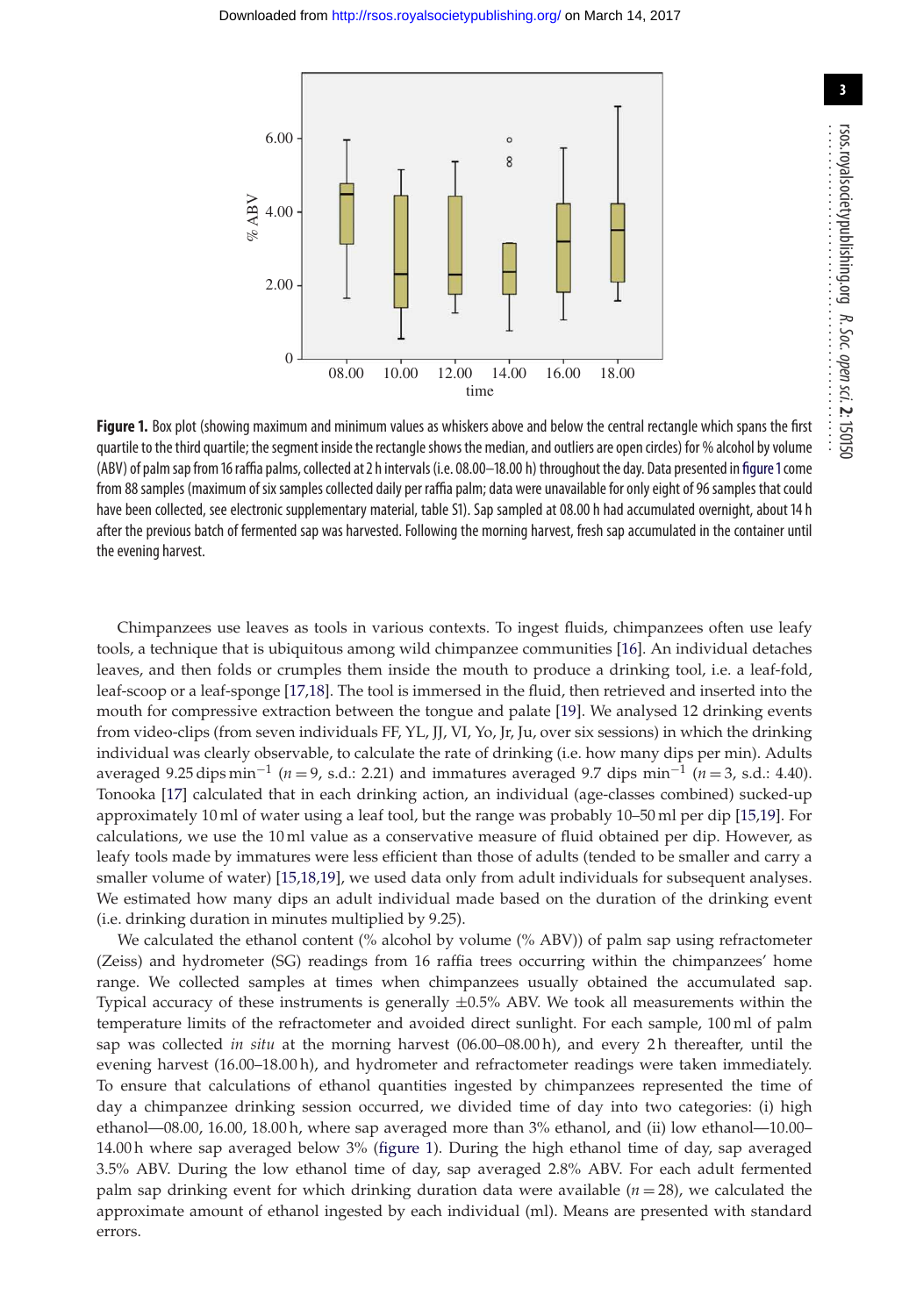**Figure 1.** Box plot (showing maximum and minimum values as whiskers above and below the central rectangle which spans the first quartile to the third quartile; the segment inside the rectangle shows the median, and outliers are open circles) for % alcohol by volume (ABV) of palm sap from 16 raffia palms, collected at 2 h intervals (i.e. 08.00–18.00 h) throughout the day. Data presented in figure 1 come from 88 samples (maximum of six samples collected daily per raffia palm; data were unavailable for only eight of 96 samples that could have been collected, see electronic supplementary material, table S1). Sap sampled at 08.00 h had accumulated overnight, about 14 h after the previous batch of fermented sap was harvested. Following the morning harvest, fresh sap accumulated in the container until the evening harvest.

Chimpanzees use leaves as tools in various contexts. To ingest fluids, chimpanzees often use leafy tools, a technique that is ubiquitous among wild chimpanzee communities [16]. An individual detaches leaves, and then folds or crumples them inside the mouth to produce a drinking tool, i.e. a leaf-fold, leaf-scoop or a leaf-sponge [17,18]. The tool is immersed in the fluid, then retrieved and inserted into the mouth for compressive extraction between the tongue and palate [19]. We analysed 12 drinking events from video-clips (from seven individuals FF, YL, JJ, VI, Yo, Jr, Ju, over six sessions) in which the drinking individual was clearly observable, to calculate the rate of drinking (i.e. how many dips per min). Adults averaged 9.25 dips $\text{min}^{-1}$ ($n = 9$, s.d.: 2.21) and immatures averaged 9.7 dips $\text{min}^{-1}$ ($n = 3$, s.d.: 4.40). Tonooka [17] calculated that in each drinking action, an individual (age-classes combined) sucked-up approximately 10 ml of water using a leaf tool, but the range was probably 10–50 ml per dip [15,19]. For calculations, we use the 10 ml value as a conservative measure of fluid obtained per dip. However, as leafy tools made by immatures were less efficient than those of adults (tended to be smaller and carry a smaller volume of water) [15,18,19], we used data only from adult individuals for subsequent analyses. We estimated how many dips an adult individual made based on the duration of the drinking event (i.e. drinking duration in minutes multiplied by 9.25).

We calculated the ethanol content (% alcohol by volume (% ABV)) of palm sap using refractometer (Zeiss) and hydrometer (SG) readings from 16 raffia trees occurring within the chimpanzees' home range. We collected samples at times when chimpanzees usually obtained the accumulated sap. Typical accuracy of these instruments is generally ±0.5% ABV. We took all measurements within the temperature limits of the refractometer and avoided direct sunlight. For each sample, 100 ml of palm sap was collected *in situ* at the morning harvest (06.00–08.00 h), and every 2 h thereafter, until the evening harvest (16.00–18.00 h), and hydrometer and refractometer readings were taken immediately. To ensure that calculations of ethanol quantities ingested by chimpanzees represented the time of day a chimpanzee drinking session occurred, we divided time of day into two categories: (i) high ethanol—08.00, 16.00, 18.00 h, where sap averaged more than 3% ethanol, and (ii) low ethanol—10.00–14.00 h where sap averaged below 3% (figure 1). During the high ethanol time of day, sap averaged 3.5% ABV. During the low ethanol time of day, sap averaged 2.8% ABV. For each adult fermented palm sap drinking event for which drinking duration data were available ($n = 28$), we calculated the approximate amount of ethanol ingested by each individual (ml). Means are presented with standard errors.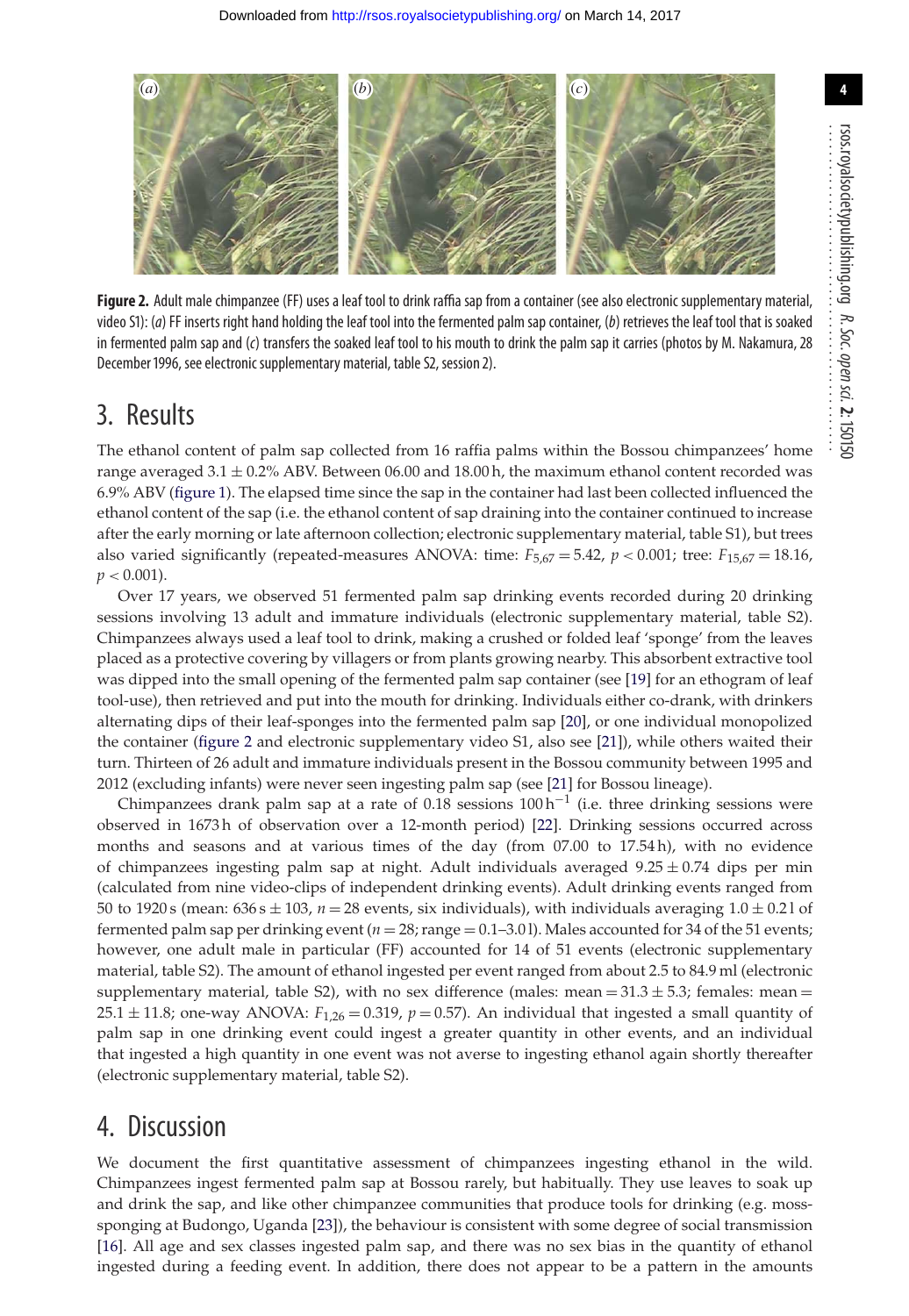**Figure 2.** Adult male chimpanzee (FF) uses a leaf tool to drink raffia sap from a container (see also electronic supplementary material, video S1): (*a*) FF inserts right hand holding the leaf tool into the fermented palm sap container, (*b*) retrieves the leaf tool that is soaked in fermented palm sap and (*c*) transfers the soaked leaf tool to his mouth to drink the palm sap it carries (photos by M. Nakamura, 28 December 1996, see electronic supplementary material, table S2, session 2).

## 3. Results

The ethanol content of palm sap collected from 16 raffia palms within the Bossou chimpanzees' home range averaged 3.1 ± 0.2% ABV. Between 06.00 and 18.00 h, the maximum ethanol content recorded was 6.9% ABV (figure 1). The elapsed time since the sap in the container had last been collected influenced the ethanol content of the sap (i.e. the ethanol content of sap draining into the container continued to increase after the early morning or late afternoon collection; electronic supplementary material, table S1), but trees also varied significantly (repeated-measures ANOVA: time: $F_{5,67} = 5.42$, $p < 0.001$; tree: $F_{15,67} = 18.16$, $p < 0.001$).

Over 17 years, we observed 51 fermented palm sap drinking events recorded during 20 drinking sessions involving 13 adult and immature individuals (electronic supplementary material, table S2). Chimpanzees always used a leaf tool to drink, making a crushed or folded leaf 'sponge' from the leaves placed as a protective covering by villagers or from plants growing nearby. This absorbent extractive tool was dipped into the small opening of the fermented palm sap container (see [19] for an ethogram of leaf tool-use), then retrieved and put into the mouth for drinking. Individuals either co-drank, with drinkers alternating dips of their leaf-sponges into the fermented palm sap [20], or one individual monopolized the container (figure 2 and electronic supplementary video S1, also see [21]), while others waited their turn. Thirteen of 26 adult and immature individuals present in the Bossou community between 1995 and 2012 (excluding infants) were never seen ingesting palm sap (see [21] for Bossou lineage).

Chimpanzees drank palm sap at a rate of 0.18 sessions $100\,\text{h}^{-1}$ (i.e. three drinking sessions were observed in 1673 h of observation over a 12-month period) [22]. Drinking sessions occurred across months and seasons and at various times of the day (from 07.00 to 17.54 h), with no evidence of chimpanzees ingesting palm sap at night. Adult individuals averaged 9.25 ± 0.74 dips per min (calculated from nine video-clips of independent drinking events). Adult drinking events ranged from 50 to 1920 s (mean: 636 s ± 103, $n = 28$ events, six individuals), with individuals averaging 1.0 ± 0.21 of fermented palm sap per drinking event ($n = 28$; range = 0.1–3.0 l). Males accounted for 34 of the 51 events; however, one adult male in particular (FF) accounted for 14 of 51 events (electronic supplementary material, table S2). The amount of ethanol ingested per event ranged from about 2.5 to 84.9 ml (electronic supplementary material, table S2), with no sex difference (males: mean = 31.3 ± 5.3; females: mean = 25.1 ± 11.8; one-way ANOVA: $F_{1,26} = 0.319$, $p = 0.57$). An individual that ingested a small quantity of palm sap in one drinking event could ingest a greater quantity in other events, and an individual that ingested a high quantity in one event was not averse to ingesting ethanol again shortly thereafter (electronic supplementary material, table S2).

## 4. Discussion

We document the first quantitative assessment of chimpanzees ingesting ethanol in the wild. Chimpanzees ingest fermented palm sap at Bossou rarely, but habitually. They use leaves to soak up and drink the sap, and like other chimpanzee communities that produce tools for drinking (e.g. moss-sponging at Budongo, Uganda [23]), the behaviour is consistent with some degree of social transmission [16]. All age and sex classes ingested palm sap, and there was no sex bias in the quantity of ethanol ingested during a feeding event. In addition, there does not appear to be a pattern in the amounts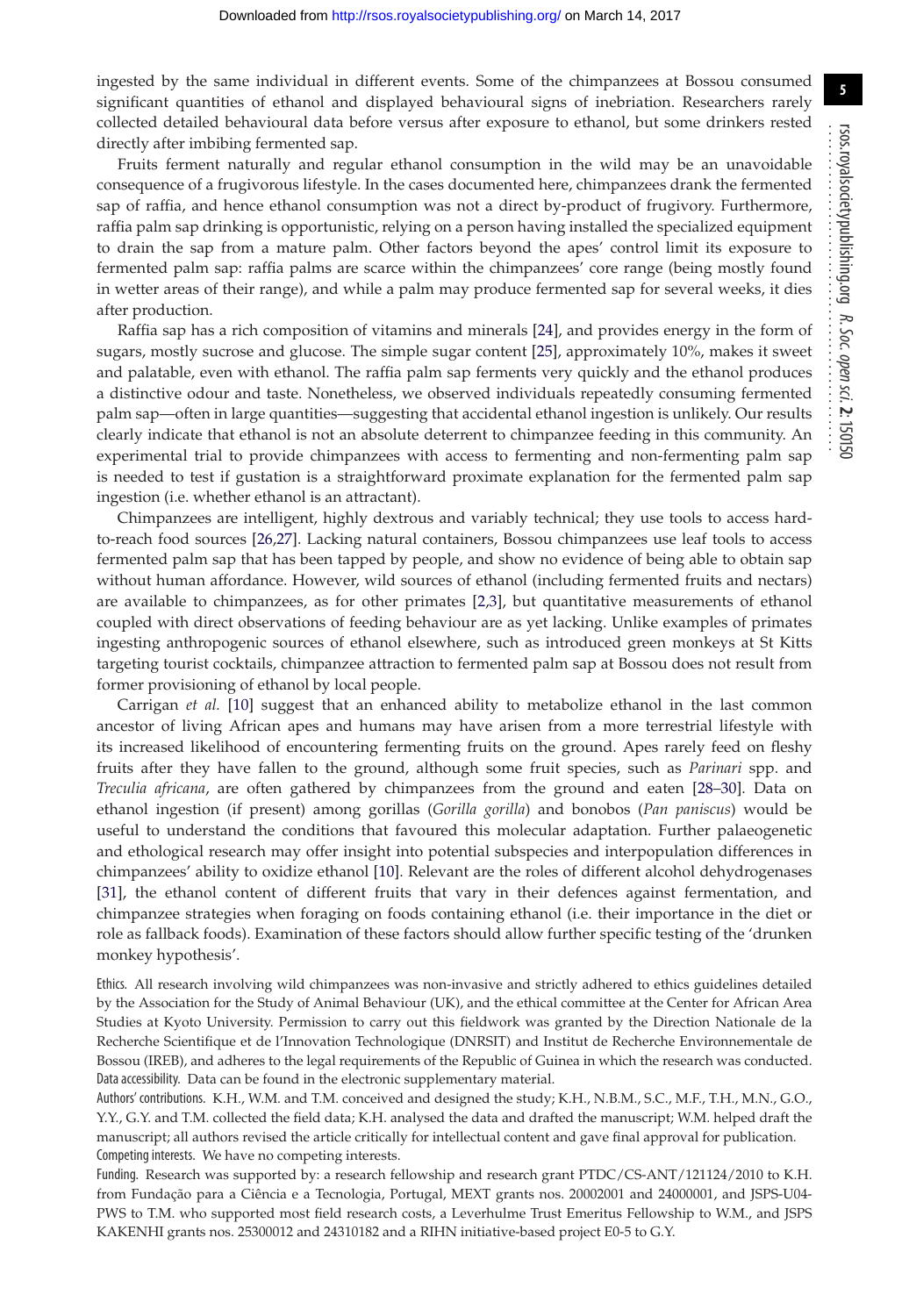ingested by the same individual in different events. Some of the chimpanzees at Bossou consumed significant quantities of ethanol and displayed behavioural signs of inebriation. Researchers rarely collected detailed behavioural data before versus after exposure to ethanol, but some drinkers rested directly after imbibing fermented sap.

Fruits ferment naturally and regular ethanol consumption in the wild may be an unavoidable consequence of a frugivorous lifestyle. In the cases documented here, chimpanzees drank the fermented sap of raffia, and hence ethanol consumption was not a direct by-product of frugivory. Furthermore, raffia palm sap drinking is opportunistic, relying on a person having installed the specialized equipment to drain the sap from a mature palm. Other factors beyond the apes' control limit its exposure to fermented palm sap: raffia palms are scarce within the chimpanzees' core range (being mostly found in wetter areas of their range), and while a palm may produce fermented sap for several weeks, it dies after production.

Raffia sap has a rich composition of vitamins and minerals [24], and provides energy in the form of sugars, mostly sucrose and glucose. The simple sugar content [25], approximately 10%, makes it sweet and palatable, even with ethanol. The raffia palm sap ferments very quickly and the ethanol produces a distinctive odour and taste. Nonetheless, we observed individuals repeatedly consuming fermented palm sap—often in large quantities—suggesting that accidental ethanol ingestion is unlikely. Our results clearly indicate that ethanol is not an absolute deterrent to chimpanzee feeding in this community. An experimental trial to provide chimpanzees with access to fermenting and non-fermenting palm sap is needed to test if gustation is a straightforward proximate explanation for the fermented palm sap ingestion (i.e. whether ethanol is an attractant).

Chimpanzees are intelligent, highly dextrous and variably technical; they use tools to access hard-to-reach food sources [26,27]. Lacking natural containers, Bossou chimpanzees use leaf tools to access fermented palm sap that has been tapped by people, and show no evidence of being able to obtain sap without human affordance. However, wild sources of ethanol (including fermented fruits and nectars) are available to chimpanzees, as for other primates [2,3], but quantitative measurements of ethanol coupled with direct observations of feeding behaviour are as yet lacking. Unlike examples of primates ingesting anthropogenic sources of ethanol elsewhere, such as introduced green monkeys at St Kitts targeting tourist cocktails, chimpanzee attraction to fermented palm sap at Bossou does not result from former provisioning of ethanol by local people.

Carrigan *et al.* [10] suggest that an enhanced ability to metabolize ethanol in the last common ancestor of living African apes and humans may have arisen from a more terrestrial lifestyle with its increased likelihood of encountering fermenting fruits on the ground. Apes rarely feed on fleshy fruits after they have fallen to the ground, although some fruit species, such as *Parinari* spp. and *Treculia africana*, are often gathered by chimpanzees from the ground and eaten [28–30]. Data on ethanol ingestion (if present) among gorillas (*Gorilla gorilla*) and bonobos (*Pan paniscus*) would be useful to understand the conditions that favoured this molecular adaptation. Further palaeogenetic and ethological research may offer insight into potential subspecies and interpopulation differences in chimpanzees' ability to oxidize ethanol [10]. Relevant are the roles of different alcohol dehydrogenases [31], the ethanol content of different fruits that vary in their defences against fermentation, and chimpanzee strategies when foraging on foods containing ethanol (i.e. their importance in the diet or role as fallback foods). Examination of these factors should allow further specific testing of the 'drunken monkey hypothesis'.

Ethics. All research involving wild chimpanzees was non-invasive and strictly adhered to ethics guidelines detailed by the Association for the Study of Animal Behaviour (UK), and the ethical committee at the Center for African Area Studies at Kyoto University. Permission to carry out this fieldwork was granted by the Direction Nationale de la Recherche Scientifique et de l'Innovation Technologique (DNRSIT) and Institut de Recherche Environnementale de Bossou (IREB), and adheres to the legal requirements of the Republic of Guinea in which the research was conducted.

Data accessibility. Data can be found in the electronic supplementary material.

Authors' contributions. K.H., W.M. and T.M. conceived and designed the study; K.H., N.B.M., S.C., M.F., T.H., M.N., G.O., Y.Y., G.Y. and T.M. collected the field data; K.H. analysed the data and drafted the manuscript; W.M. helped draft the manuscript; all authors revised the article critically for intellectual content and gave final approval for publication.

Competing interests. We have no competing interests.

Funding. Research was supported by: a research fellowship and research grant PTDC/CS-ANT/121124/2010 to K.H. from Fundação para a Ciência e a Tecnologia, Portugal, MEXT grants nos. 20002001 and 24000001, and JSPS-U04-PWS to T.M. who supported most field research costs, a Leverhulme Trust Emeritus Fellowship to W.M., and JSPS KAKENHI grants nos. 25300012 and 24310182 and a RIHN initiative-based project E0-5 to G.Y.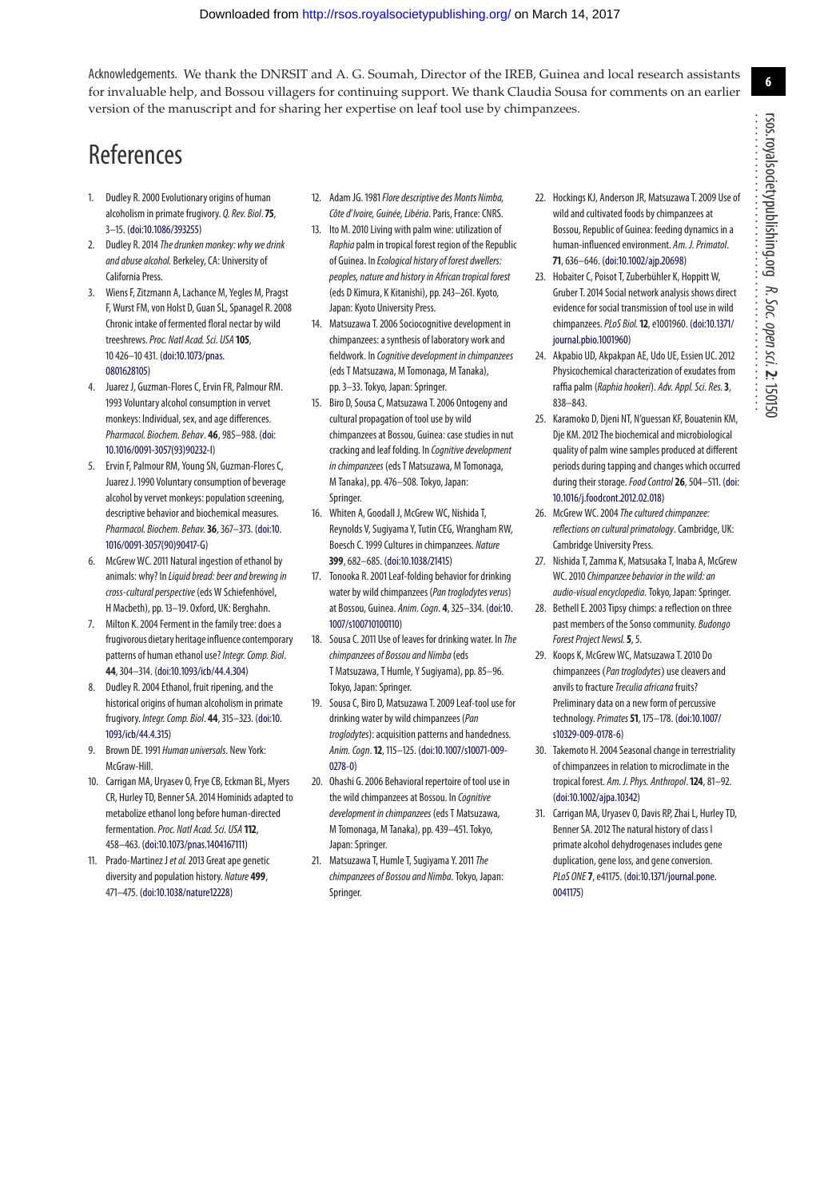Acknowledgements. We thank the DNRSIT and A. G. Soumah, Director of the IREB, Guinea and local research assistants for invaluable help, and Bossou villagers for continuing support. We thank Claudia Sousa for comments on an earlier version of the manuscript and for sharing her expertise on leaf tool use by chimpanzees.

# References

1. Dudley R. 2000 Evolutionary origins of human alcoholism in primate frugivory. *Q. Rev. Biol.* **75**, 3–15. (doi:10.1086/393255)
2. Dudley R. 2014 *The drunken monkey: why we drink and abuse alcohol.* Berkeley, CA: University of California Press.
3. Wiens F, Zitzmann A, Lachance M, Yegles M, Pragst F, Wurst FM, von Holst D, Guan SL, Spanagel R. 2008 Chronic intake of fermented floral nectar by wild treeshrews. *Proc. Natl Acad. Sci. USA* **105**, 10 426–10 431. (doi:10.1073/pnas.0801628105)
4. Juarez J, Guzman-Flores C, Ervin FR, Palmour RM. 1993 Voluntary alcohol consumption in vervet monkeys: Individual, sex, and age differences. *Pharmacol. Biochem. Behav.* **46**, 985–988. (doi:10.1016/0091-3057(93)90232-I)
5. Ervin F, Palmour RM, Young SN, Guzman-Flores C, Juarez J. 1990 Voluntary consumption of beverage alcohol by vervet monkeys: population screening, descriptive behavior and biochemical measures. *Pharmacol. Biochem. Behav.* **36**, 367–373. (doi:10.1016/0091-3057(90)90417-G)
6. McGrew WC. 2011 Natural ingestion of ethanol by animals: why? In *Liquid bread: beer and brewing in cross-cultural perspective* (eds W Schiefenhövel, H Macbeth), pp. 13–19. Oxford, UK: Berghahn.
7. Milton K. 2004 Ferment in the family tree: does a frugivorous dietary heritage influence contemporary patterns of human ethanol use? *Integr. Comp. Biol.* **44**, 304–314. (doi:10.1093/icb/44.4.304)
8. Dudley R. 2004 Ethanol, fruit ripening, and the historical origins of human alcoholism in primate frugivory. *Integr. Comp. Biol.* **44**, 315–323. (doi:10.1093/icb/44.4.315)
9. Brown DE. 1991 *Human universals*. New York: McGraw-Hill.
10. Carrigan MA, Uryasev O, Frye CB, Eckman BL, Myers CR, Hurley TD, Benner SA. 2014 Hominids adapted to metabolize ethanol long before human-directed fermentation. *Proc. Natl Acad. Sci. USA* **112**, 458–463. (doi:10.1073/pnas.1404167111)
11. Prado-Martinez J *et al.* 2013 Great ape genetic diversity and population history. *Nature* **499**, 471–475. (doi:10.1038/nature12228)
12. Adam JG. 1981 *Flore descriptive des Monts Nimba, Côte d'Ivoire, Guinée, Libéria*. Paris, France: CNRS.
13. Ito M. 2010 Living with palm wine: utilization of *Raphia* palm in tropical forest region of the Republic of Guinea. In *Ecological history of forest dwellers: peoples, nature and history in African tropical forest* (eds D Kimura, K Kitanishi), pp. 243–261. Kyoto, Japan: Kyoto University Press.
14. Matsuzawa T. 2006 Sociocognitive development in chimpanzees: a synthesis of laboratory work and fieldwork. In *Cognitive development in chimpanzees* (eds T Matsuzawa, M Tomonaga, M Tanaka), pp. 3–33. Tokyo, Japan: Springer.
15. Biro D, Sousa C, Matsuzawa T. 2006 Ontogeny and cultural propagation of tool use by wild chimpanzees at Bossou, Guinea: case studies in nut cracking and leaf folding. In *Cognitive development in chimpanzees* (eds T Matsuzawa, M Tomonaga, M Tanaka), pp. 476–508. Tokyo, Japan: Springer.
16. Whiten A, Goodall J, McGrew WC, Nishida T, Reynolds V, Sugiyama Y, Tutin CEG, Wrangham RW, Boesch C. 1999 Cultures in chimpanzees. *Nature* **399**, 682–685. (doi:10.1038/21415)
17. Tonooka R. 2001 Leaf-folding behavior for drinking water by wild chimpanzees (*Pan troglodytes verus*) at Bossou, Guinea. *Anim. Cogn.* **4**, 325–334. (doi:10.1007/s100710100110)
18. Sousa C. 2011 Use of leaves for drinking water. In *The chimpanzees of Bossou and Nimba* (eds T Matsuzawa, T Humle, Y Sugiyama), pp. 85–96. Tokyo, Japan: Springer.
19. Sousa C, Biro D, Matsuzawa T. 2009 Leaf-tool use for drinking water by wild chimpanzees (*Pan troglodytes*): acquisition patterns and handedness. *Anim. Cogn.* **12**, 115–125. (doi:10.1007/s10071-009-0278-0)
20. Ohashi G. 2006 Behavioral repertoire of tool use in the wild chimpanzees at Bossou. In *Cognitive development in chimpanzees* (eds T Matsuzawa, M Tomonaga, M Tanaka), pp. 439–451. Tokyo, Japan: Springer.
21. Matsuzawa T, Humle T, Sugiyama Y. 2011 *The chimpanzees of Bossou and Nimba*. Tokyo, Japan: Springer.
22. Hockings KJ, Anderson JR, Matsuzawa T. 2009 Use of wild and cultivated foods by chimpanzees at Bossou, Republic of Guinea: feeding dynamics in a human-influenced environment. *Am. J. Primatol.* **71**, 636–646. (doi:10.1002/ajp.20698)
23. Hobaiter C, Poisot T, Zuberbühler K, Hoppitt W, Gruber T. 2014 Social network analysis shows direct evidence for social transmission of tool use in wild chimpanzees. *PLoS Biol.* **12**, e1001960. (doi:10.1371/journal.pbio.1001960)
24. Akpabio UD, Akpakpan AE, Udo UE, Essien UC. 2012 Physicochemical characterization of exudates from raffia palm (*Raphia hookeri*). *Adv. Appl. Sci. Res.* **3**, 838–843.
25. Karamoko D, Djeni NT, N'guessan KF, Bouatenin KM, Dje KM. 2012 The biochemical and microbiological quality of palm wine samples produced at different periods during tapping and changes which occurred during their storage. *Food Control* **26**, 504–511. (doi:10.1016/j.foodcont.2012.02.018)
26. McGrew WC. 2004 *The cultured chimpanzee: reflections on cultural primatology*. Cambridge, UK: Cambridge University Press.
27. Nishida T, Zamma K, Matsusaka T, Inaba A, McGrew WC. 2010 *Chimpanzee behavior in the wild: an audio-visual encyclopedia*. Tokyo, Japan: Springer.
28. Bethell E. 2003 Tipsy chimps: a reflection on three past members of the Sonso community. *Budongo Forest Project Newsl.* **5**, 5.
29. Koops K, McGrew WC, Matsuzawa T. 2010 Do chimpanzees (*Pan troglodytes*) use cleavers and anvils to fracture *Treculia africana* fruits? Preliminary data on a new form of percussive technology. *Primates* **51**, 175–178. (doi:10.1007/s10329-009-0178-6)
30. Takemoto H. 2004 Seasonal change in terrestriality of chimpanzees in relation to microclimate in the tropical forest. *Am. J. Phys. Anthropol.* **124**, 81–92. (doi:10.1002/ajpa.10342)
31. Carrigan MA, Uryasev O, Davis RP, Zhai L, Hurley TD, Benner SA. 2012 The natural history of class I primate alcohol dehydrogenases includes gene duplication, gene loss, and gene conversion. *PLoS ONE* **7**, e41175. (doi:10.1371/journal.pone.0041175)